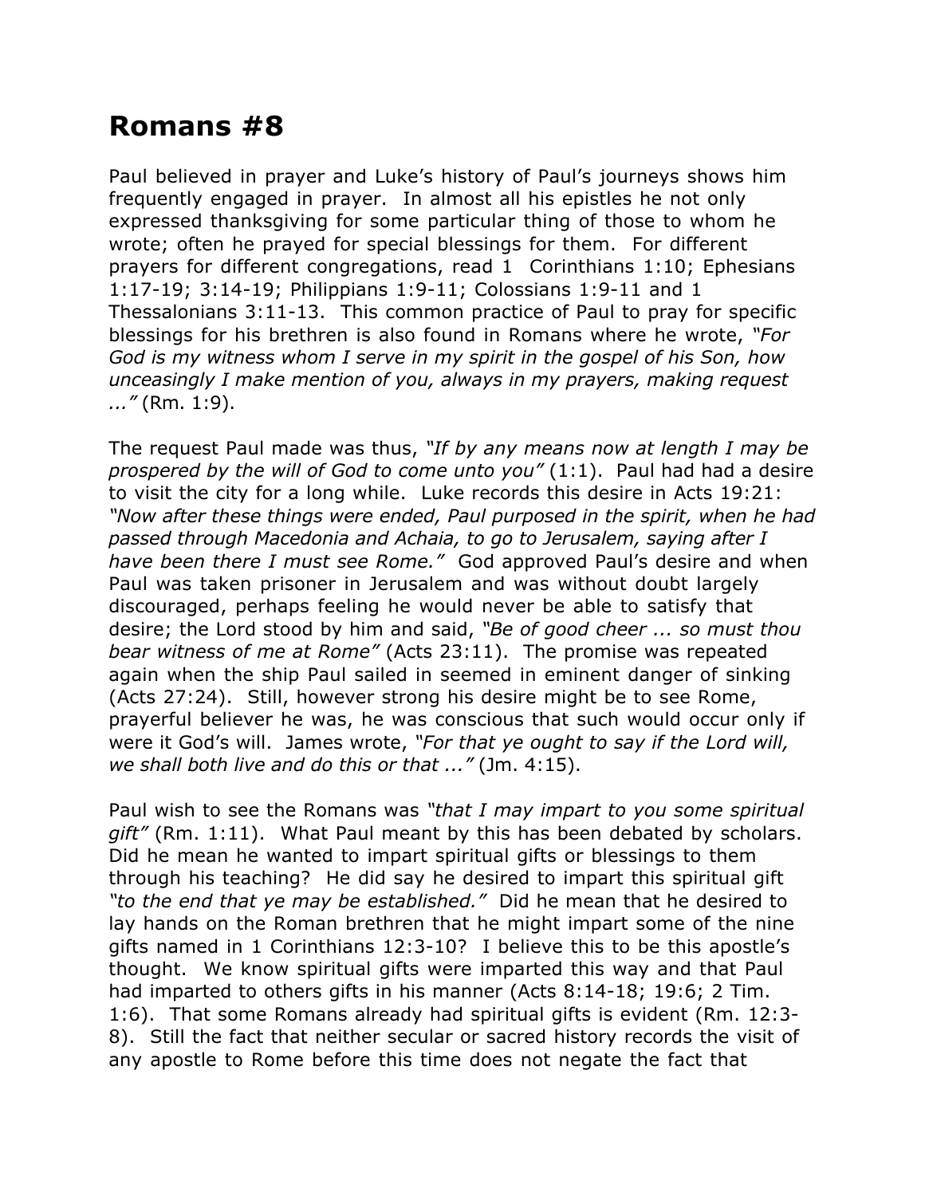# Romans #8

Paul believed in prayer and Luke's history of Paul's journeys shows him frequently engaged in prayer. In almost all his epistles he not only expressed thanksgiving for some particular thing of those to whom he wrote; often he prayed for special blessings for them. For different prayers for different congregations, read 1 Corinthians 1:10; Ephesians 1:17-19; 3:14-19; Philippians 1:9-11; Colossians 1:9-11 and 1 Thessalonians 3:11-13. This common practice of Paul to pray for specific blessings for his brethren is also found in Romans where he wrote, *"For God is my witness whom I serve in my spirit in the gospel of his Son, how unceasingly I make mention of you, always in my prayers, making request ..."* (Rm. 1:9).

The request Paul made was thus, *"If by any means now at length I may be prospered by the will of God to come unto you"* (1:1). Paul had had a desire to visit the city for a long while. Luke records this desire in Acts 19:21: *"Now after these things were ended, Paul purposed in the spirit, when he had passed through Macedonia and Achaia, to go to Jerusalem, saying after I have been there I must see Rome."* God approved Paul's desire and when Paul was taken prisoner in Jerusalem and was without doubt largely discouraged, perhaps feeling he would never be able to satisfy that desire; the Lord stood by him and said, *"Be of good cheer ... so must thou bear witness of me at Rome"* (Acts 23:11). The promise was repeated again when the ship Paul sailed in seemed in eminent danger of sinking (Acts 27:24). Still, however strong his desire might be to see Rome, prayerful believer he was, he was conscious that such would occur only if were it God's will. James wrote, *"For that ye ought to say if the Lord will, we shall both live and do this or that ..."* (Jm. 4:15).

Paul wish to see the Romans was *"that I may impart to you some spiritual gift"* (Rm. 1:11). What Paul meant by this has been debated by scholars. Did he mean he wanted to impart spiritual gifts or blessings to them through his teaching? He did say he desired to impart this spiritual gift *"to the end that ye may be established."* Did he mean that he desired to lay hands on the Roman brethren that he might impart some of the nine gifts named in 1 Corinthians 12:3-10? I believe this to be this apostle's thought. We know spiritual gifts were imparted this way and that Paul had imparted to others gifts in his manner (Acts 8:14-18; 19:6; 2 Tim. 1:6). That some Romans already had spiritual gifts is evident (Rm. 12:3-8). Still the fact that neither secular or sacred history records the visit of any apostle to Rome before this time does not negate the fact that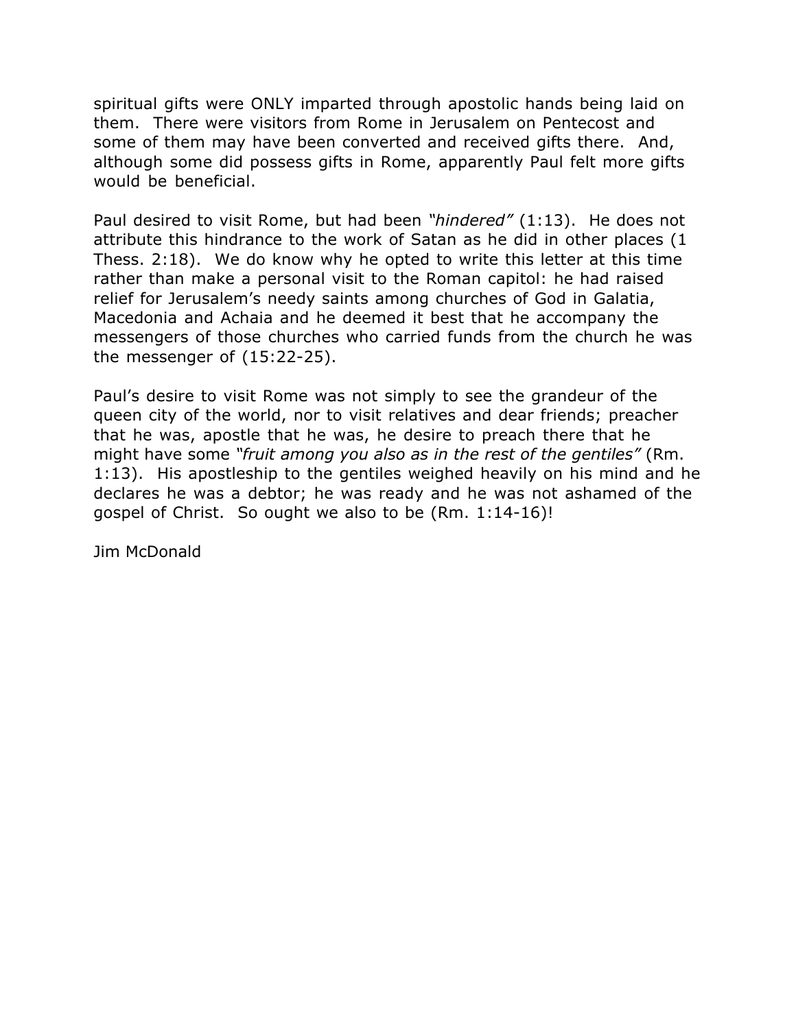spiritual gifts were ONLY imparted through apostolic hands being laid on them. There were visitors from Rome in Jerusalem on Pentecost and some of them may have been converted and received gifts there. And, although some did possess gifts in Rome, apparently Paul felt more gifts would be beneficial.

Paul desired to visit Rome, but had been *"hindered"* (1:13). He does not attribute this hindrance to the work of Satan as he did in other places (1 Thess. 2:18). We do know why he opted to write this letter at this time rather than make a personal visit to the Roman capitol: he had raised relief for Jerusalem's needy saints among churches of God in Galatia, Macedonia and Achaia and he deemed it best that he accompany the messengers of those churches who carried funds from the church he was the messenger of (15:22-25).

Paul's desire to visit Rome was not simply to see the grandeur of the queen city of the world, nor to visit relatives and dear friends; preacher that he was, apostle that he was, he desire to preach there that he might have some *"fruit among you also as in the rest of the gentiles"* (Rm. 1:13). His apostleship to the gentiles weighed heavily on his mind and he declares he was a debtor; he was ready and he was not ashamed of the gospel of Christ. So ought we also to be (Rm. 1:14-16)!

Jim McDonald